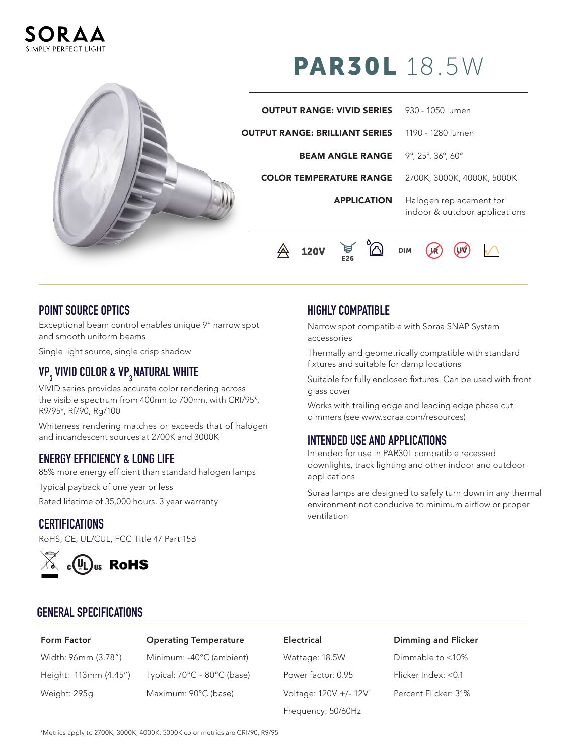SORAA
SIMPLY PERFECT LIGHT

# PAR30L 18.5W

| | |
|---|---|
| **OUTPUT RANGE: VIVID SERIES** | 930 - 1050 lumen |
| **OUTPUT RANGE: BRILLIANT SERIES** | 1190 - 1280 lumen |
| **BEAM ANGLE RANGE** | 9°, 25°, 36°, 60° |
| **COLOR TEMPERATURE RANGE** | 2700K, 3000K, 4000K, 5000K |
| **APPLICATION** | Halogen replacement for indoor & outdoor applications |

120V E26 DIM

## POINT SOURCE OPTICS

Exceptional beam control enables unique 9° narrow spot and smooth uniform beams

Single light source, single crisp shadow

## VP$_3$ VIVID COLOR & VP$_3$ NATURAL WHITE

VIVID series provides accurate color rendering across the visible spectrum from 400nm to 700nm, with CRI/95*, R9/95*, Rf/90, Rg/100

Whiteness rendering matches or exceeds that of halogen and incandescent sources at 2700K and 3000K

## ENERGY EFFICIENCY & LONG LIFE

85% more energy efficient than standard halogen lamps

Typical payback of one year or less

Rated lifetime of 35,000 hours. 3 year warranty

## CERTIFICATIONS

RoHS, CE, UL/CUL, FCC Title 47 Part 15B

c UL us RoHS

## HIGHLY COMPATIBLE

Narrow spot compatible with Soraa SNAP System accessories

Thermally and geometrically compatible with standard fixtures and suitable for damp locations

Suitable for fully enclosed fixtures. Can be used with front glass cover

Works with trailing edge and leading edge phase cut dimmers (see www.soraa.com/resources)

## INTENDED USE AND APPLICATIONS

Intended for use in PAR30L compatible recessed downlights, track lighting and other indoor and outdoor applications

Soraa lamps are designed to safely turn down in any thermal environment not conducive to minimum airflow or proper ventilation

## GENERAL SPECIFICATIONS

| Form Factor | Operating Temperature | Electrical | Dimming and Flicker |
|---|---|---|---|
| Width: 96mm (3.78") | Minimum: -40°C (ambient) | Wattage: 18.5W | Dimmable to <10% |
| Height: 113mm (4.45") | Typical: 70°C - 80°C (base) | Power factor: 0.95 | Flicker Index: <0.1 |
| Weight: 295g | Maximum: 90°C (base) | Voltage: 120V +/- 12V | Percent Flicker: 31% |
| | | Frequency: 50/60Hz | |

*Metrics apply to 2700K, 3000K, 4000K. 5000K color metrics are CRI/90, R9/95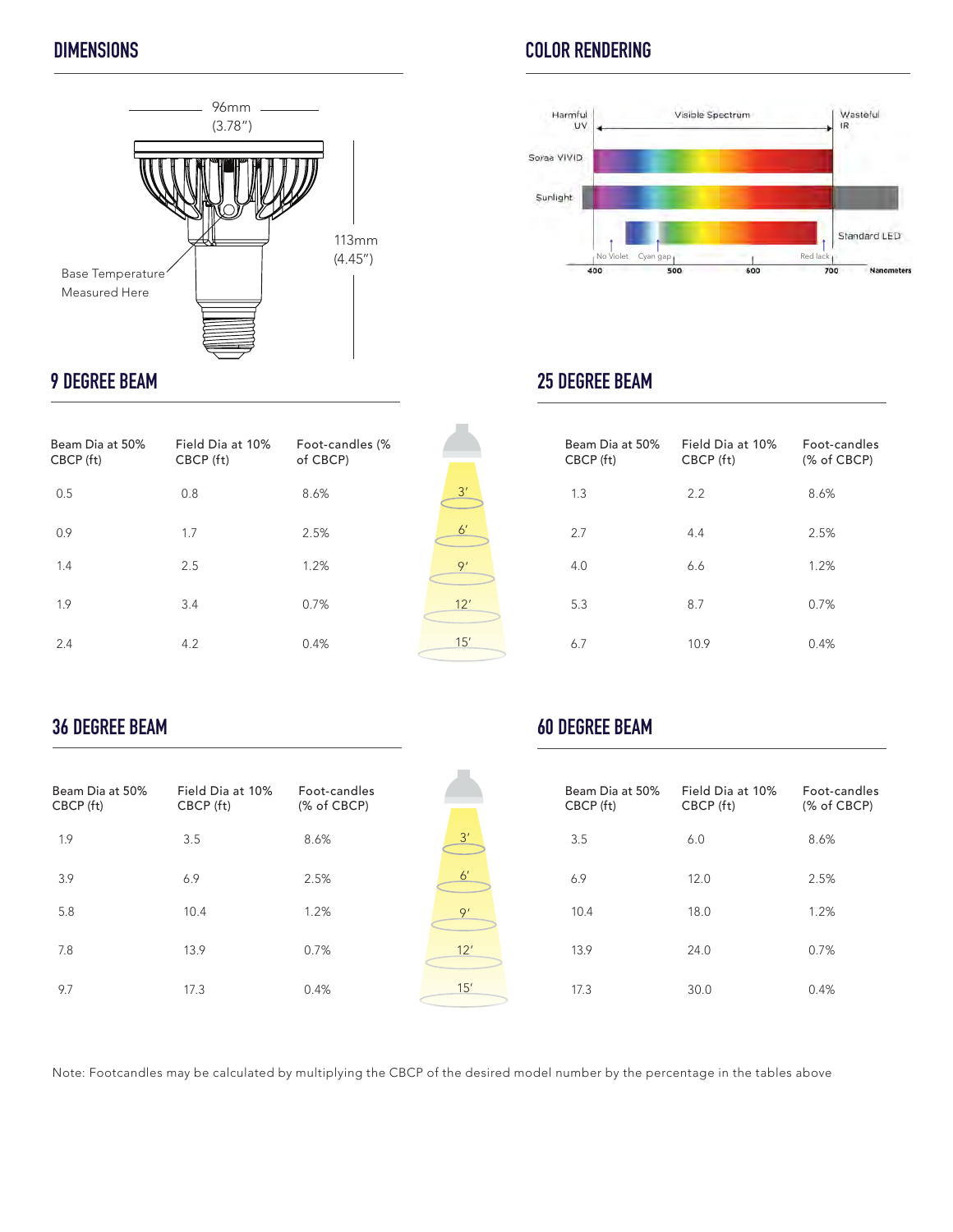## DIMENSIONS

96mm (3.78″)

113mm (4.45″)

Base Temperature Measured Here

## COLOR RENDERING

Harmful UV | Visible Spectrum | Wasteful IR

Soraa VIVID

Sunlight

Standard LED

No Violet, Cyan gap, Red lack

400, 500, 600, 700 Nanometers

## 9 DEGREE BEAM

| Beam Dia at 50% CBCP (ft) | Field Dia at 10% CBCP (ft) | Foot-candles (% of CBCP) | Distance |
|---|---|---|---|
| 0.5 | 0.8 | 8.6% | 3′ |
| 0.9 | 1.7 | 2.5% | 6′ |
| 1.4 | 2.5 | 1.2% | 9′ |
| 1.9 | 3.4 | 0.7% | 12′ |
| 2.4 | 4.2 | 0.4% | 15′ |

## 25 DEGREE BEAM

| Beam Dia at 50% CBCP (ft) | Field Dia at 10% CBCP (ft) | Foot-candles (% of CBCP) |
|---|---|---|
| 1.3 | 2.2 | 8.6% |
| 2.7 | 4.4 | 2.5% |
| 4.0 | 6.6 | 1.2% |
| 5.3 | 8.7 | 0.7% |
| 6.7 | 10.9 | 0.4% |

## 36 DEGREE BEAM

| Beam Dia at 50% CBCP (ft) | Field Dia at 10% CBCP (ft) | Foot-candles (% of CBCP) | Distance |
|---|---|---|---|
| 1.9 | 3.5 | 8.6% | 3′ |
| 3.9 | 6.9 | 2.5% | 6′ |
| 5.8 | 10.4 | 1.2% | 9′ |
| 7.8 | 13.9 | 0.7% | 12′ |
| 9.7 | 17.3 | 0.4% | 15′ |

## 60 DEGREE BEAM

| Beam Dia at 50% CBCP (ft) | Field Dia at 10% CBCP (ft) | Foot-candles (% of CBCP) |
|---|---|---|
| 3.5 | 6.0 | 8.6% |
| 6.9 | 12.0 | 2.5% |
| 10.4 | 18.0 | 1.2% |
| 13.9 | 24.0 | 0.7% |
| 17.3 | 30.0 | 0.4% |

Note: Footcandles may be calculated by multiplying the CBCP of the desired model number by the percentage in the tables above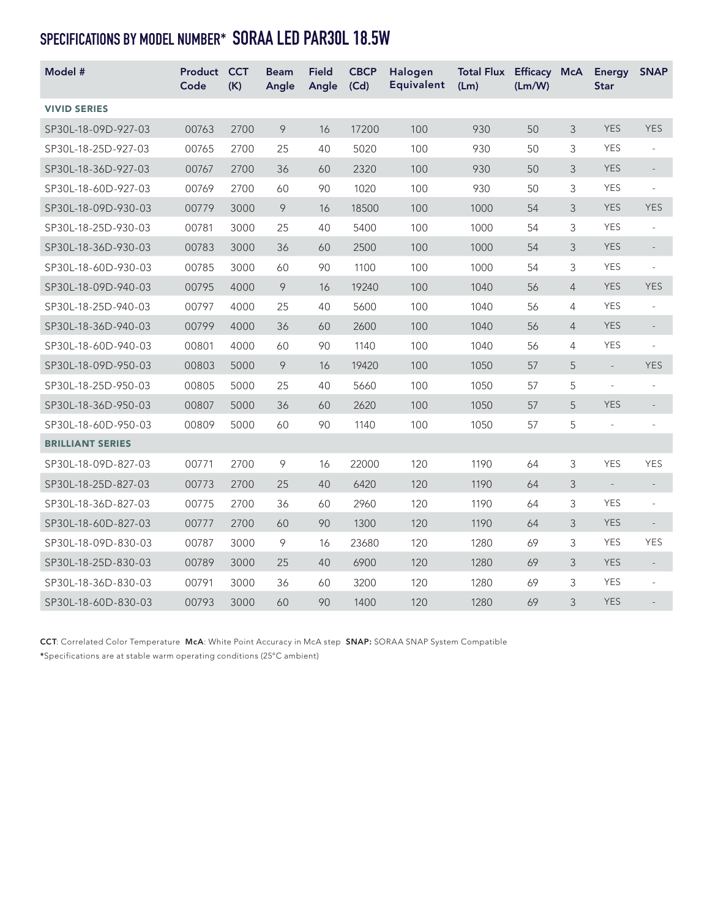## SPECIFICATIONS BY MODEL NUMBER* SORAA LED PAR30L 18.5W

| Model # | Product Code | CCT (K) | Beam Angle | Field Angle | CBCP (Cd) | Halogen Equivalent | Total Flux (Lm) | Efficacy (Lm/W) | McA | Energy Star | SNAP |
|---|---|---|---|---|---|---|---|---|---|---|---|
| **VIVID SERIES** | | | | | | | | | | | |
| SP30L-18-09D-927-03 | 00763 | 2700 | 9 | 16 | 17200 | 100 | 930 | 50 | 3 | YES | YES |
| SP30L-18-25D-927-03 | 00765 | 2700 | 25 | 40 | 5020 | 100 | 930 | 50 | 3 | YES | - |
| SP30L-18-36D-927-03 | 00767 | 2700 | 36 | 60 | 2320 | 100 | 930 | 50 | 3 | YES | - |
| SP30L-18-60D-927-03 | 00769 | 2700 | 60 | 90 | 1020 | 100 | 930 | 50 | 3 | YES | - |
| SP30L-18-09D-930-03 | 00779 | 3000 | 9 | 16 | 18500 | 100 | 1000 | 54 | 3 | YES | YES |
| SP30L-18-25D-930-03 | 00781 | 3000 | 25 | 40 | 5400 | 100 | 1000 | 54 | 3 | YES | - |
| SP30L-18-36D-930-03 | 00783 | 3000 | 36 | 60 | 2500 | 100 | 1000 | 54 | 3 | YES | - |
| SP30L-18-60D-930-03 | 00785 | 3000 | 60 | 90 | 1100 | 100 | 1000 | 54 | 3 | YES | - |
| SP30L-18-09D-940-03 | 00795 | 4000 | 9 | 16 | 19240 | 100 | 1040 | 56 | 4 | YES | YES |
| SP30L-18-25D-940-03 | 00797 | 4000 | 25 | 40 | 5600 | 100 | 1040 | 56 | 4 | YES | - |
| SP30L-18-36D-940-03 | 00799 | 4000 | 36 | 60 | 2600 | 100 | 1040 | 56 | 4 | YES | - |
| SP30L-18-60D-940-03 | 00801 | 4000 | 60 | 90 | 1140 | 100 | 1040 | 56 | 4 | YES | - |
| SP30L-18-09D-950-03 | 00803 | 5000 | 9 | 16 | 19420 | 100 | 1050 | 57 | 5 | - | YES |
| SP30L-18-25D-950-03 | 00805 | 5000 | 25 | 40 | 5660 | 100 | 1050 | 57 | 5 | - | - |
| SP30L-18-36D-950-03 | 00807 | 5000 | 36 | 60 | 2620 | 100 | 1050 | 57 | 5 | YES | - |
| SP30L-18-60D-950-03 | 00809 | 5000 | 60 | 90 | 1140 | 100 | 1050 | 57 | 5 | - | - |
| **BRILLIANT SERIES** | | | | | | | | | | | |
| SP30L-18-09D-827-03 | 00771 | 2700 | 9 | 16 | 22000 | 120 | 1190 | 64 | 3 | YES | YES |
| SP30L-18-25D-827-03 | 00773 | 2700 | 25 | 40 | 6420 | 120 | 1190 | 64 | 3 | - | - |
| SP30L-18-36D-827-03 | 00775 | 2700 | 36 | 60 | 2960 | 120 | 1190 | 64 | 3 | YES | - |
| SP30L-18-60D-827-03 | 00777 | 2700 | 60 | 90 | 1300 | 120 | 1190 | 64 | 3 | YES | - |
| SP30L-18-09D-830-03 | 00787 | 3000 | 9 | 16 | 23680 | 120 | 1280 | 69 | 3 | YES | YES |
| SP30L-18-25D-830-03 | 00789 | 3000 | 25 | 40 | 6900 | 120 | 1280 | 69 | 3 | YES | - |
| SP30L-18-36D-830-03 | 00791 | 3000 | 36 | 60 | 3200 | 120 | 1280 | 69 | 3 | YES | - |
| SP30L-18-60D-830-03 | 00793 | 3000 | 60 | 90 | 1400 | 120 | 1280 | 69 | 3 | YES | - |

**CCT**: Correlated Color Temperature **McA**: White Point Accuracy in McA step **SNAP:** SORAA SNAP System Compatible

***Specifications are at stable warm operating conditions (25°C ambient)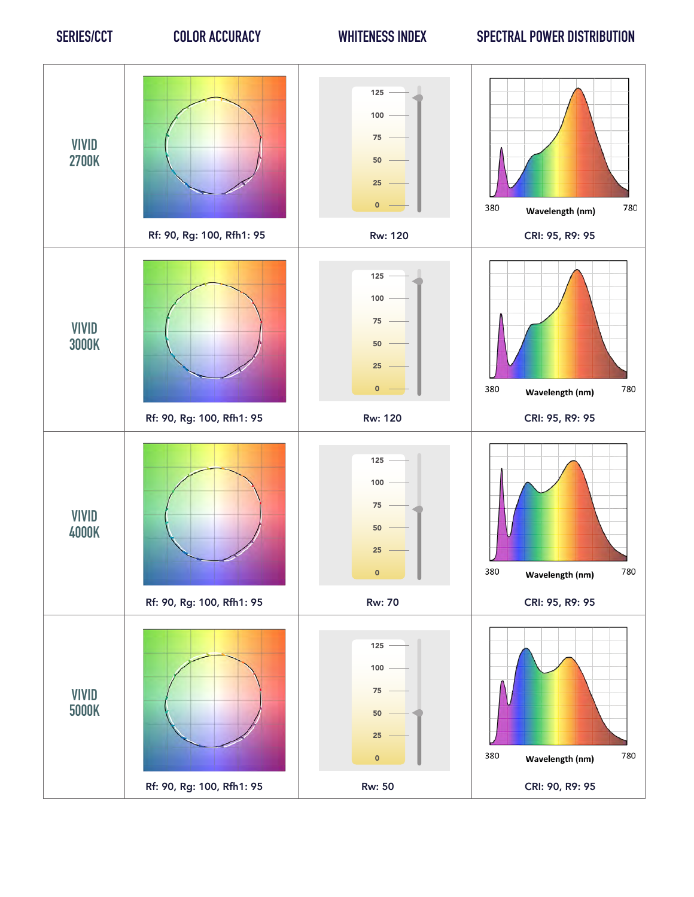| SERIES/CCT | COLOR ACCURACY | WHITENESS INDEX | SPECTRAL POWER DISTRIBUTION |
|---|---|---|---|
| VIVID 2700K | Rf: 90, Rg: 100, Rfh1: 95 | Rw: 120 | CRI: 95, R9: 95 |
| VIVID 3000K | Rf: 90, Rg: 100, Rfh1: 95 | Rw: 120 | CRI: 95, R9: 95 |
| VIVID 4000K | Rf: 90, Rg: 100, Rfh1: 95 | Rw: 70 | CRI: 95, R9: 95 |
| VIVID 5000K | Rf: 90, Rg: 100, Rfh1: 95 | Rw: 50 | CRI: 90, R9: 95 |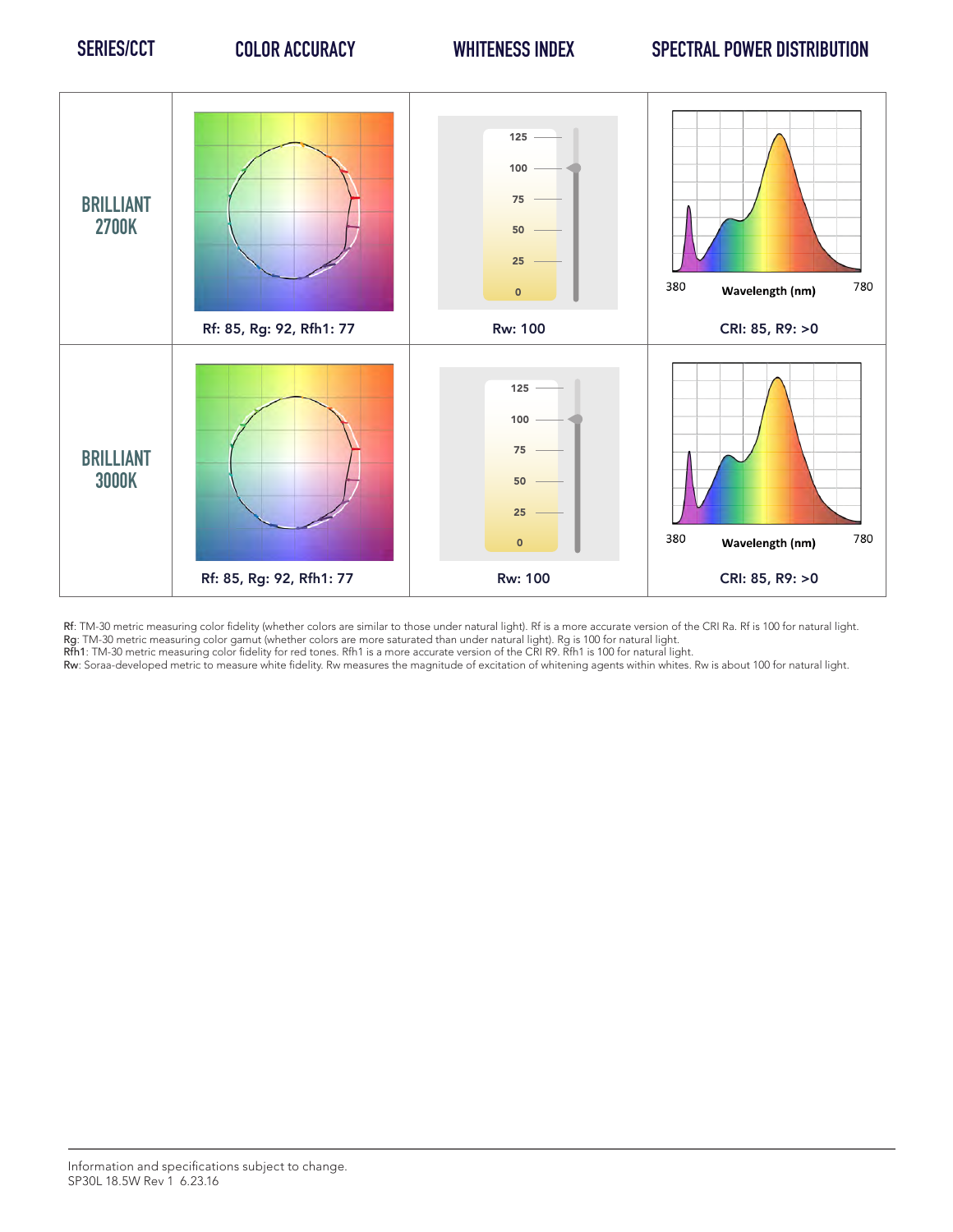| SERIES/CCT | COLOR ACCURACY | WHITENESS INDEX | SPECTRAL POWER DISTRIBUTION |
| --- | --- | --- | --- |
| BRILLIANT 2700K | Rf: 85, Rg: 92, Rfh1: 77 | 125 100 75 50 25 0<br>Rw: 100 | 380 Wavelength (nm) 780<br>CRI: 85, R9: >0 |
| BRILLIANT 3000K | Rf: 85, Rg: 92, Rfh1: 77 | 125 100 75 50 25 0<br>Rw: 100 | 380 Wavelength (nm) 780<br>CRI: 85, R9: >0 |

Rf: TM-30 metric measuring color fidelity (whether colors are similar to those under natural light). Rf is a more accurate version of the CRI Ra. Rf is 100 for natural light.
Rg: TM-30 metric measuring color gamut (whether colors are more saturated than under natural light). Rg is 100 for natural light.
Rfh1: TM-30 metric measuring color fidelity for red tones. Rfh1 is a more accurate version of the CRI R9. Rfh1 is 100 for natural light.
Rw: Soraa-developed metric to measure white fidelity. Rw measures the magnitude of excitation of whitening agents within whites. Rw is about 100 for natural light.

Information and specifications subject to change.
SP30L 18.5W Rev 1 6.23.16